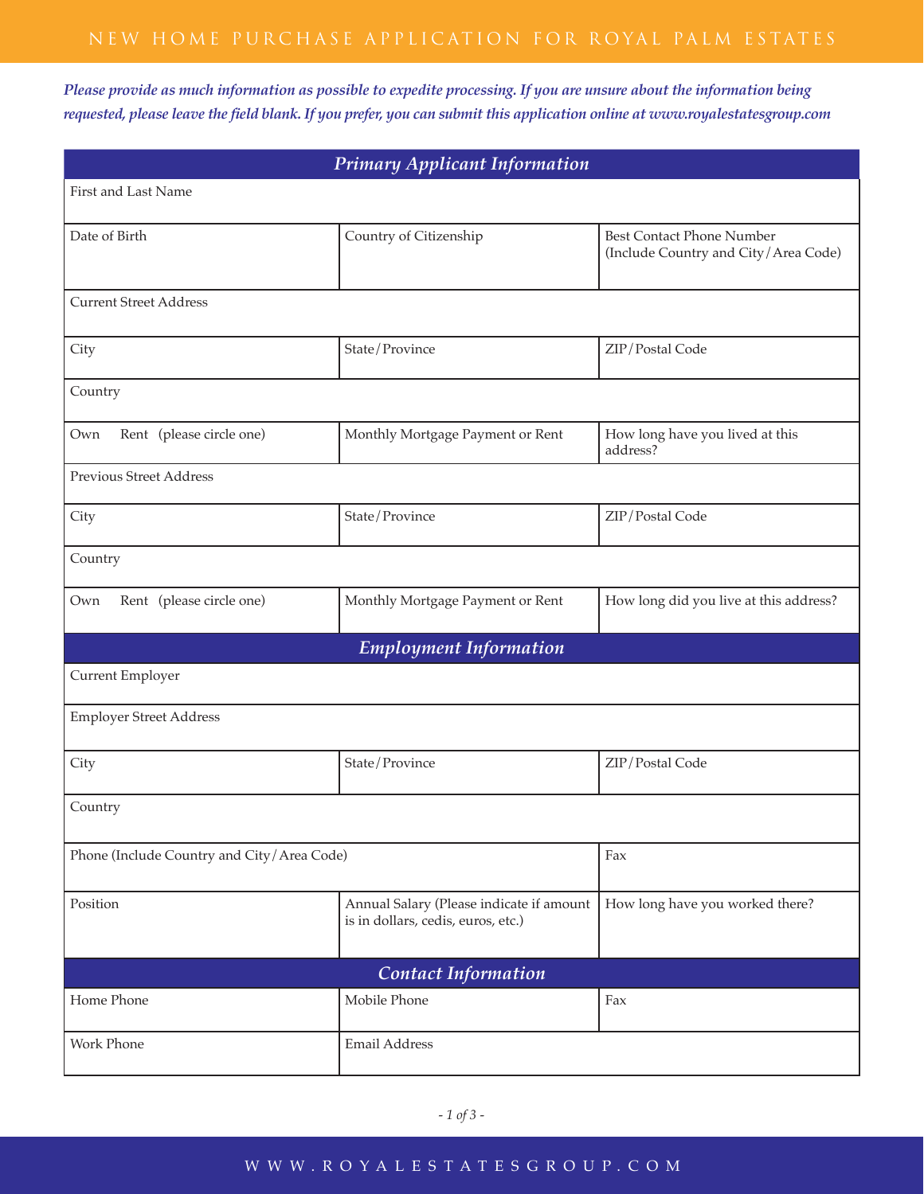# NEW HOME PURCHASE APPLICATION FOR ROYAL PALM ESTATES

***Please provide as much information as possible to expedite processing. If you are unsure about the information being requested, please leave the field blank. If you prefer, you can submit this application online at www.royalestatesgroup.com***

## *Primary Applicant Information*

| First and Last Name | | |
|---|---|---|
| Date of Birth | Country of Citizenship | Best Contact Phone Number (Include Country and City/Area Code) |
| Current Street Address | | |
| City | State/Province | ZIP/Postal Code |
| Country | | |
| Own Rent (please circle one) | Monthly Mortgage Payment or Rent | How long have you lived at this address? |
| Previous Street Address | | |
| City | State/Province | ZIP/Postal Code |
| Country | | |
| Own Rent (please circle one) | Monthly Mortgage Payment or Rent | How long did you live at this address? |

## *Employment Information*

| Current Employer | | |
|---|---|---|
| Employer Street Address | | |
| City | State/Province | ZIP/Postal Code |
| Country | | |
| Phone (Include Country and City/Area Code) | | Fax |
| Position | Annual Salary (Please indicate if amount is in dollars, cedis, euros, etc.) | How long have you worked there? |

## *Contact Information*

| Home Phone | Mobile Phone | Fax |
|---|---|---|
| Work Phone | Email Address | |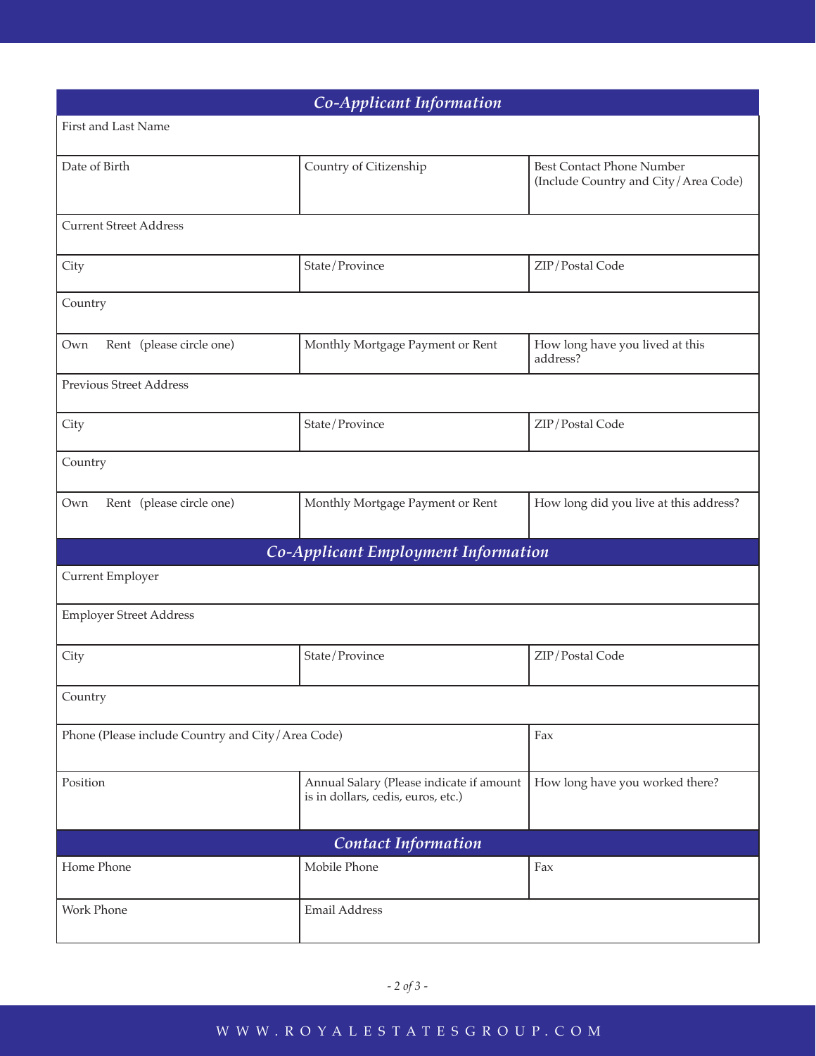## Co-Applicant Information

| First and Last Name | | |
|---|---|---|
| Date of Birth | Country of Citizenship | Best Contact Phone Number (Include Country and City/Area Code) |
| Current Street Address | | |
| City | State/Province | ZIP/Postal Code |
| Country | | |
| Own Rent (please circle one) | Monthly Mortgage Payment or Rent | How long have you lived at this address? |
| Previous Street Address | | |
| City | State/Province | ZIP/Postal Code |
| Country | | |
| Own Rent (please circle one) | Monthly Mortgage Payment or Rent | How long did you live at this address? |

## Co-Applicant Employment Information

| Current Employer | | |
|---|---|---|
| Employer Street Address | | |
| City | State/Province | ZIP/Postal Code |
| Country | | |
| Phone (Please include Country and City/Area Code) | | Fax |
| Position | Annual Salary (Please indicate if amount is in dollars, cedis, euros, etc.) | How long have you worked there? |

## Contact Information

| Home Phone | Mobile Phone | Fax |
|---|---|---|
| Work Phone | Email Address | |

W W W . R O Y A L E S T A T E S G R O U P . C O M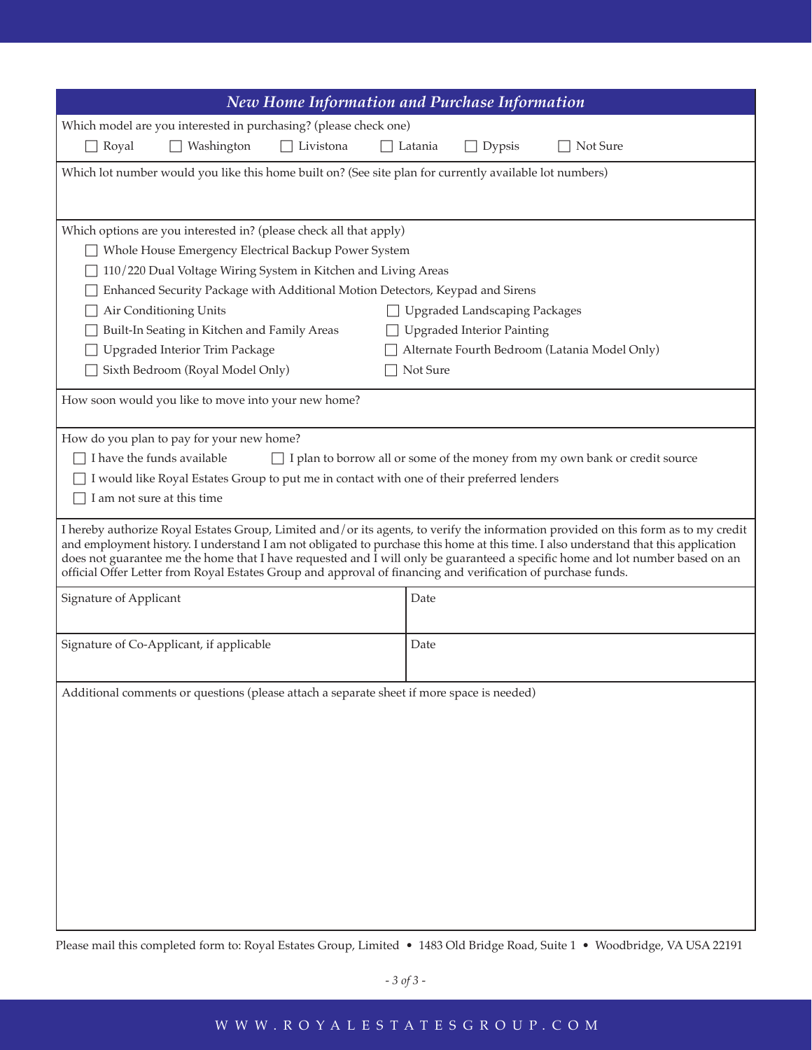## *New Home Information and Purchase Information*

Which model are you interested in purchasing? (please check one)

☐ Royal ☐ Washington ☐ Livistona ☐ Latania ☐ Dypsis ☐ Not Sure

Which lot number would you like this home built on? (See site plan for currently available lot numbers)

Which options are you interested in? (please check all that apply)

☐ Whole House Emergency Electrical Backup Power System

☐ 110/220 Dual Voltage Wiring System in Kitchen and Living Areas

☐ Enhanced Security Package with Additional Motion Detectors, Keypad and Sirens

☐ Air Conditioning Units

☐ Built-In Seating in Kitchen and Family Areas

☐ Upgraded Interior Trim Package

☐ Sixth Bedroom (Royal Model Only)

☐ Upgraded Landscaping Packages

☐ Upgraded Interior Painting

☐ Alternate Fourth Bedroom (Latania Model Only)

☐ Not Sure

How soon would you like to move into your new home?

How do you plan to pay for your new home?

☐ I have the funds available

☐ I plan to borrow all or some of the money from my own bank or credit source

☐ I would like Royal Estates Group to put me in contact with one of their preferred lenders

☐ I am not sure at this time

I hereby authorize Royal Estates Group, Limited and/or its agents, to verify the information provided on this form as to my credit and employment history. I understand I am not obligated to purchase this home at this time. I also understand that this application does not guarantee me the home that I have requested and I will only be guaranteed a specific home and lot number based on an official Offer Letter from Royal Estates Group and approval of financing and verification of purchase funds.

| | |
|---|---|
| Signature of Applicant | Date |
| Signature of Co-Applicant, if applicable | Date |

Additional comments or questions (please attach a separate sheet if more space is needed)

Please mail this completed form to: Royal Estates Group, Limited • 1483 Old Bridge Road, Suite 1 • Woodbridge, VA USA 22191

WWW.ROYALESTATESGROUP.COM